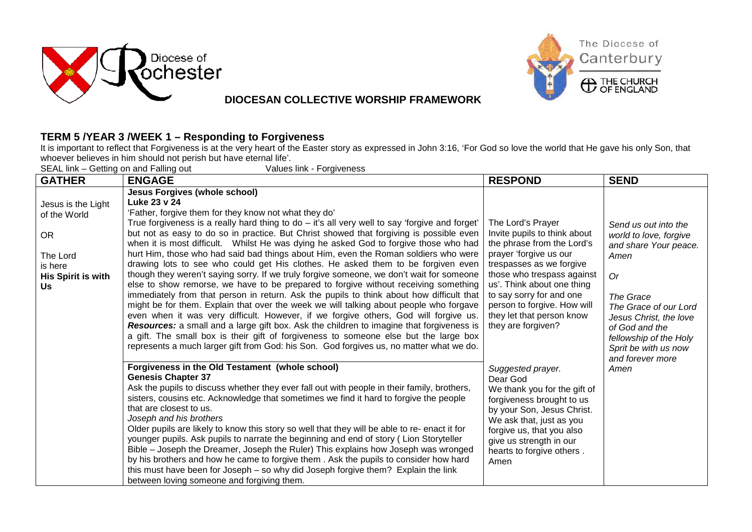Diocese of Rochester

The Diocese of Canterbury

THE CHURCH OF ENGLAND

## DIOCESAN COLLECTIVE WORSHIP FRAMEWORK

### TERM 5 /YEAR 3 /WEEK 1 – Responding to Forgiveness

It is important to reflect that Forgiveness is at the very heart of the Easter story as expressed in John 3:16, 'For God so love the world that He gave his only Son, that whoever believes in him should not perish but have eternal life'.

SEAL link – Getting on and Falling out Values link - Forgiveness

| GATHER | ENGAGE | RESPOND | SEND |
|---|---|---|---|
| Jesus is the Light of the World<br><br>OR<br><br>The Lord is here<br>**His Spirit is with Us** | **Jesus Forgives (whole school)**<br>**Luke 23 v 24**<br>'Father, forgive them for they know not what they do'<br>True forgiveness is a really hard thing to do – it's all very well to say 'forgive and forget' but not as easy to do so in practice. But Christ showed that forgiving is possible even when it is most difficult. Whilst He was dying he asked God to forgive those who had hurt Him, those who had said bad things about Him, even the Roman soldiers who were drawing lots to see who could get His clothes. He asked them to be forgiven even though they weren't saying sorry. If we truly forgive someone, we don't wait for someone else to show remorse, we have to be prepared to forgive without receiving something immediately from that person in return. Ask the pupils to think about how difficult that might be for them. Explain that over the week we will talking about people who forgave even when it was very difficult. However, if we forgive others, God will forgive us. ***Resources:*** a small and a large gift box. Ask the children to imagine that forgiveness is a gift. The small box is their gift of forgiveness to someone else but the large box represents a much larger gift from God: his Son. God forgives us, no matter what we do. | The Lord's Prayer<br>Invite pupils to think about the phrase from the Lord's prayer 'forgive us our trespasses as we forgive those who trespass against us'. Think about one thing to say sorry for and one person to forgive. How will they let that person know they are forgiven? | *Send us out into the world to love, forgive and share Your peace. Amen*<br><br>*Or*<br><br>*The Grace*<br>*The Grace of our Lord Jesus Christ, the love of God and the fellowship of the Holy Sprit be with us now and forever more*<br>*Amen* |
| | **Forgiveness in the Old Testament (whole school)**<br>**Genesis Chapter 37**<br>Ask the pupils to discuss whether they ever fall out with people in their family, brothers, sisters, cousins etc. Acknowledge that sometimes we find it hard to forgive the people that are closest to us.<br>*Joseph and his brothers*<br>Older pupils are likely to know this story so well that they will be able to re- enact it for younger pupils. Ask pupils to narrate the beginning and end of story ( Lion Storyteller Bible – Joseph the Dreamer, Joseph the Ruler) This explains how Joseph was wronged by his brothers and how he came to forgive them . Ask the pupils to consider how hard this must have been for Joseph – so why did Joseph forgive them? Explain the link between loving someone and forgiving them. | *Suggested prayer.*<br>Dear God<br>We thank you for the gift of forgiveness brought to us by your Son, Jesus Christ. We ask that, just as you forgive us, that you also give us strength in our hearts to forgive others .<br>Amen | |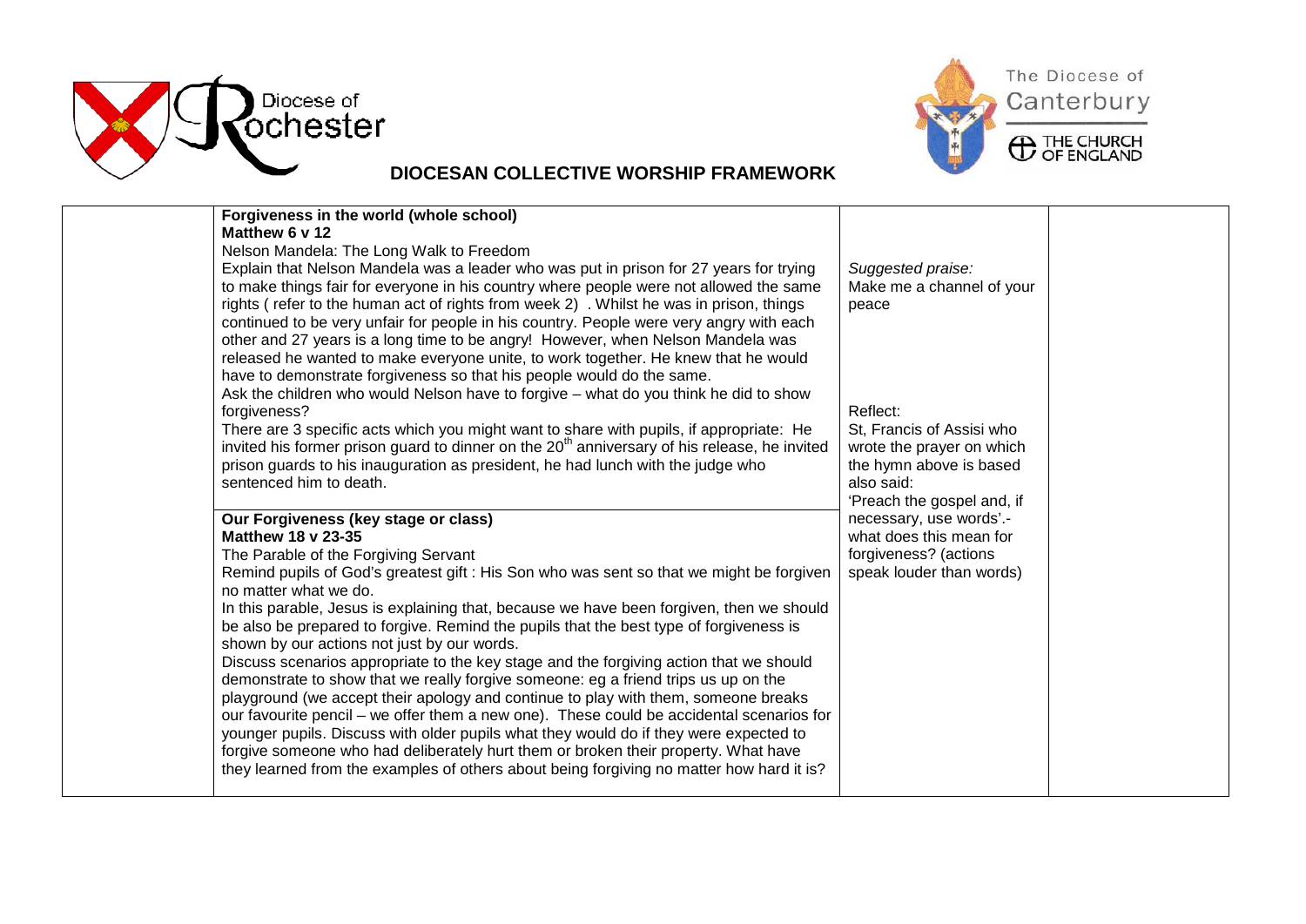**DIOCESAN COLLECTIVE WORSHIP FRAMEWORK**

| | | | |
|---|---|---|---|
| | **Forgiveness in the world (whole school)**<br>**Matthew 6 v 12**<br>Nelson Mandela: The Long Walk to Freedom<br>Explain that Nelson Mandela was a leader who was put in prison for 27 years for trying to make things fair for everyone in his country where people were not allowed the same rights ( refer to the human act of rights from week 2) . Whilst he was in prison, things continued to be very unfair for people in his country. People were very angry with each other and 27 years is a long time to be angry! However, when Nelson Mandela was released he wanted to make everyone unite, to work together. He knew that he would have to demonstrate forgiveness so that his people would do the same.<br>Ask the children who would Nelson have to forgive – what do you think he did to show forgiveness?<br>There are 3 specific acts which you might want to share with pupils, if appropriate: He invited his former prison guard to dinner on the 20th anniversary of his release, he invited prison guards to his inauguration as president, he had lunch with the judge who sentenced him to death. | *Suggested praise:*<br>Make me a channel of your peace<br><br>Reflect:<br>St, Francis of Assisi who wrote the prayer on which the hymn above is based also said:<br>'Preach the gospel and, if necessary, use words'.- what does this mean for forgiveness? (actions speak louder than words) | |
| | **Our Forgiveness (key stage or class)**<br>**Matthew 18 v 23-35**<br>The Parable of the Forgiving Servant<br>Remind pupils of God's greatest gift : His Son who was sent so that we might be forgiven no matter what we do.<br>In this parable, Jesus is explaining that, because we have been forgiven, then we should be also be prepared to forgive. Remind the pupils that the best type of forgiveness is shown by our actions not just by our words.<br>Discuss scenarios appropriate to the key stage and the forgiving action that we should demonstrate to show that we really forgive someone: eg a friend trips us up on the playground (we accept their apology and continue to play with them, someone breaks our favourite pencil – we offer them a new one). These could be accidental scenarios for younger pupils. Discuss with older pupils what they would do if they were expected to forgive someone who had deliberately hurt them or broken their property. What have they learned from the examples of others about being forgiving no matter how hard it is? | | |